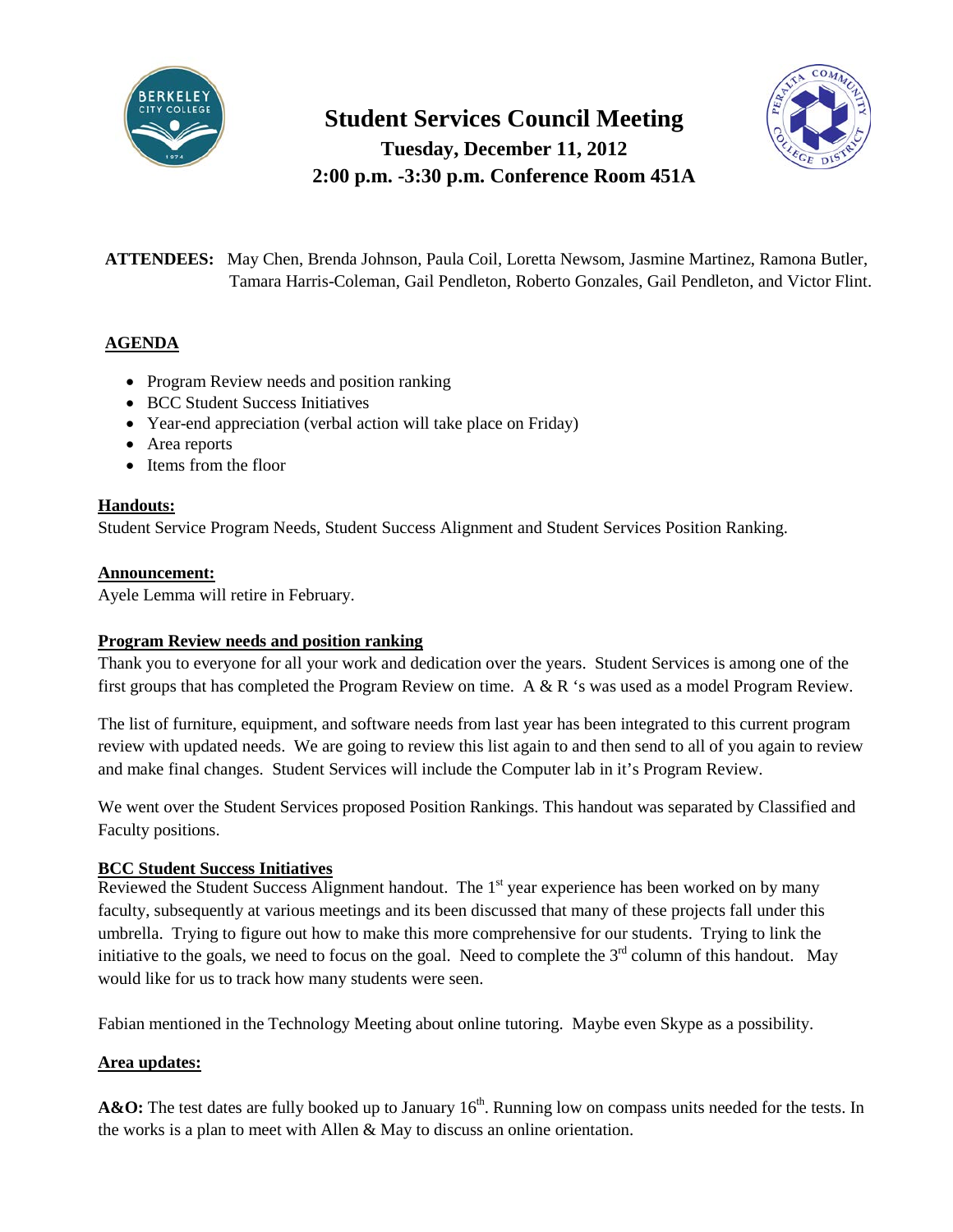# Student Services Council Meeting

**Tuesday, December 11, 2012**

**2:00 p.m. -3:30 p.m. Conference Room 451A**

**ATTENDEES:** May Chen, Brenda Johnson, Paula Coil, Loretta Newsom, Jasmine Martinez, Ramona Butler, Tamara Harris-Coleman, Gail Pendleton, Roberto Gonzales, Gail Pendleton, and Victor Flint.

## AGENDA

- Program Review needs and position ranking
- BCC Student Success Initiatives
- Year-end appreciation (verbal action will take place on Friday)
- Area reports
- Items from the floor

**Handouts:**

Student Service Program Needs, Student Success Alignment and Student Services Position Ranking.

**Announcement:**

Ayele Lemma will retire in February.

**Program Review needs and position ranking**

Thank you to everyone for all your work and dedication over the years. Student Services is among one of the first groups that has completed the Program Review on time. A & R 's was used as a model Program Review.

The list of furniture, equipment, and software needs from last year has been integrated to this current program review with updated needs. We are going to review this list again to and then send to all of you again to review and make final changes. Student Services will include the Computer lab in it's Program Review.

We went over the Student Services proposed Position Rankings. This handout was separated by Classified and Faculty positions.

**BCC Student Success Initiatives**

Reviewed the Student Success Alignment handout. The 1st year experience has been worked on by many faculty, subsequently at various meetings and its been discussed that many of these projects fall under this umbrella. Trying to figure out how to make this more comprehensive for our students. Trying to link the initiative to the goals, we need to focus on the goal. Need to complete the 3rd column of this handout. May would like for us to track how many students were seen.

Fabian mentioned in the Technology Meeting about online tutoring. Maybe even Skype as a possibility.

**Area updates:**

**A&O:** The test dates are fully booked up to January 16th. Running low on compass units needed for the tests. In the works is a plan to meet with Allen & May to discuss an online orientation.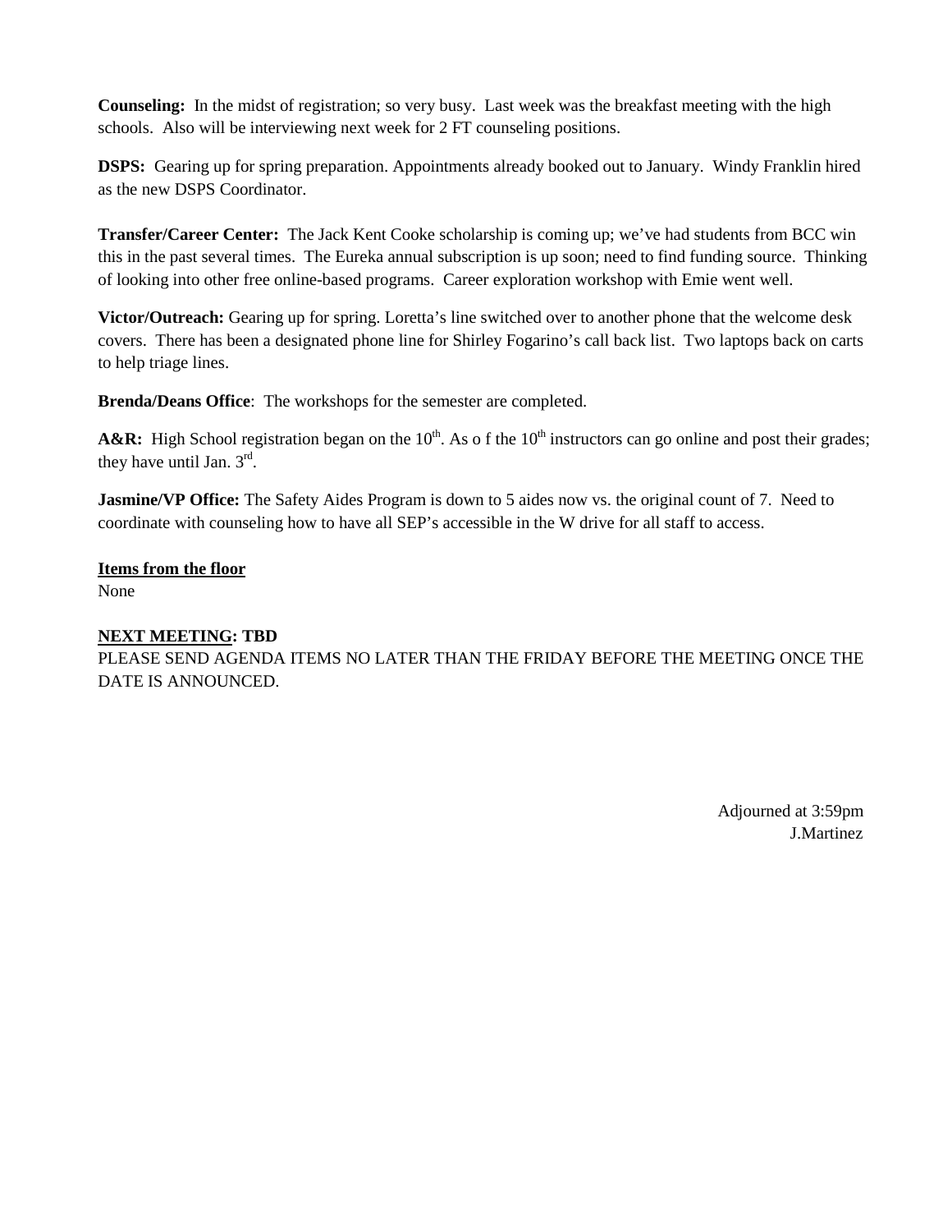**Counseling:** In the midst of registration; so very busy. Last week was the breakfast meeting with the high schools. Also will be interviewing next week for 2 FT counseling positions.

**DSPS:** Gearing up for spring preparation. Appointments already booked out to January. Windy Franklin hired as the new DSPS Coordinator.

**Transfer/Career Center:** The Jack Kent Cooke scholarship is coming up; we've had students from BCC win this in the past several times. The Eureka annual subscription is up soon; need to find funding source. Thinking of looking into other free online-based programs. Career exploration workshop with Emie went well.

**Victor/Outreach:** Gearing up for spring. Loretta's line switched over to another phone that the welcome desk covers. There has been a designated phone line for Shirley Fogarino's call back list. Two laptops back on carts to help triage lines.

**Brenda/Deans Office**: The workshops for the semester are completed.

**A&R:** High School registration began on the 10th. As o f the 10th instructors can go online and post their grades; they have until Jan. 3rd.

**Jasmine/VP Office:** The Safety Aides Program is down to 5 aides now vs. the original count of 7. Need to coordinate with counseling how to have all SEP's accessible in the W drive for all staff to access.

**Items from the floor**

None

**NEXT MEETING: TBD**

PLEASE SEND AGENDA ITEMS NO LATER THAN THE FRIDAY BEFORE THE MEETING ONCE THE DATE IS ANNOUNCED.

Adjourned at 3:59pm
J.Martinez